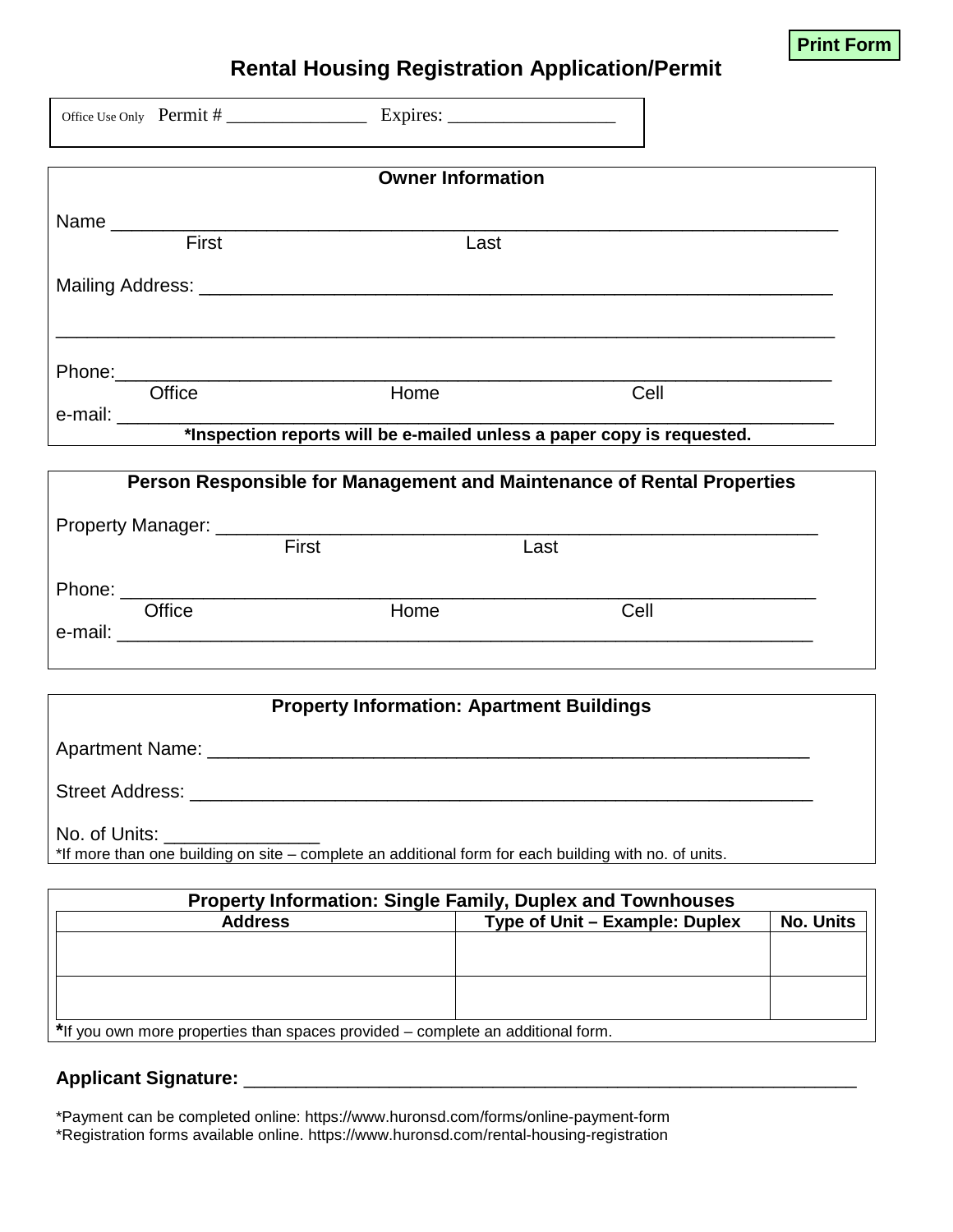Print Form

# Rental Housing Registration Application/Permit

Office Use Only Permit # _______________ Expires: _________________

## Owner Information

Name ______________________________________________________________________
First Last

Mailing Address: ____________________________________________________________

______________________________________________________________________________

Phone: _____________________________________________________________________
Office Home Cell

e-mail: _____________________________________________________________________

**\*Inspection reports will be e-mailed unless a paper copy is requested.**

## Person Responsible for Management and Maintenance of Rental Properties

Property Manager: ___________________________________________________________
First Last

Phone: _____________________________________________________________________
Office Home Cell

e-mail: _____________________________________________________________________

## Property Information: Apartment Buildings

Apartment Name: ____________________________________________________________

Street Address: ______________________________________________________________

No. of Units: _______________

*If more than one building on site – complete an additional form for each building with no. of units.

## Property Information: Single Family, Duplex and Townhouses

| Address | Type of Unit – Example: Duplex | No. Units |
|---|---|---|
| | | |
| | | |

**\***If you own more properties than spaces provided – complete an additional form.

**Applicant Signature:** ____________________________________________________________

*Payment can be completed online: https://www.huronsd.com/forms/online-payment-form
*Registration forms available online. https://www.huronsd.com/rental-housing-registration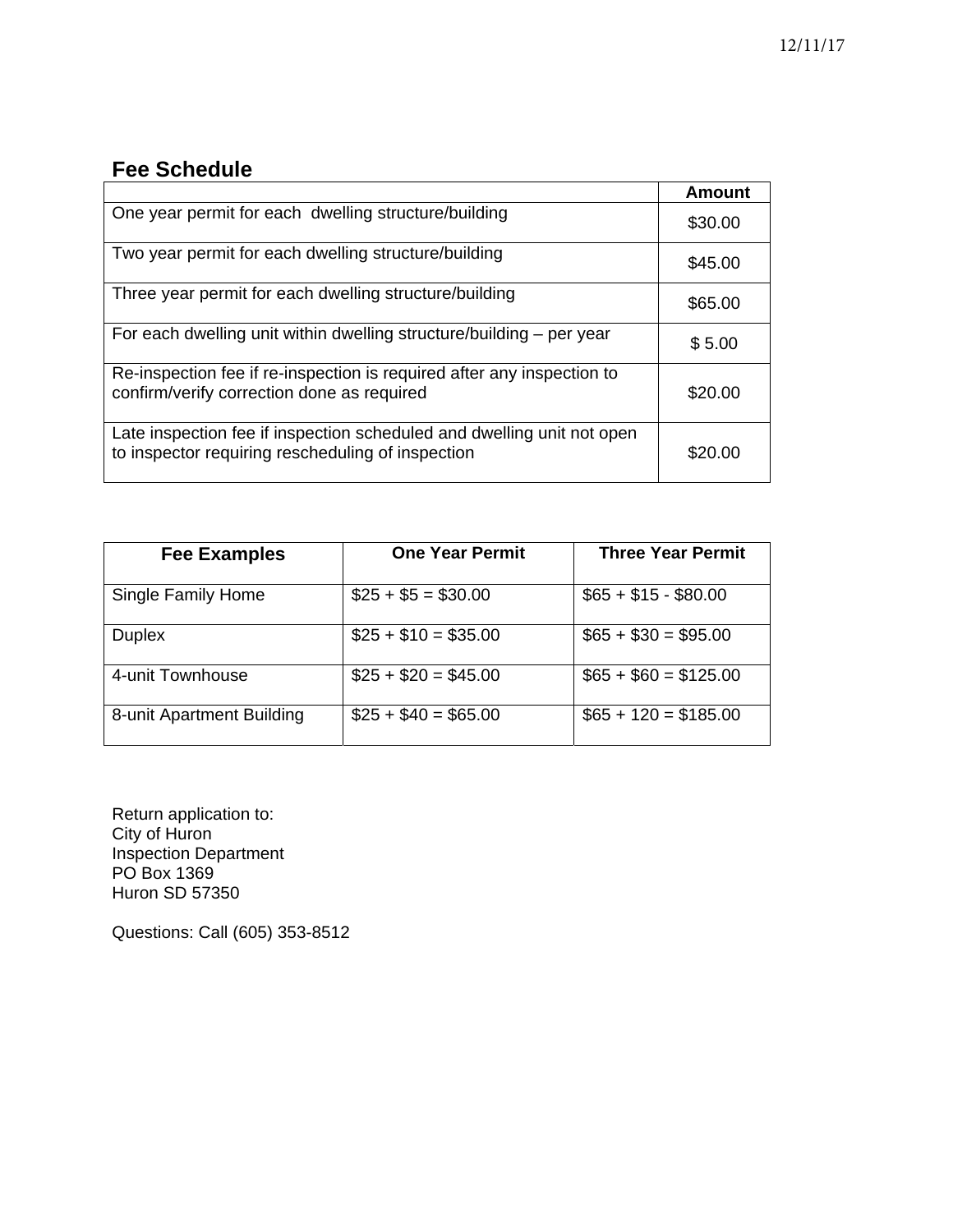12/11/17

## Fee Schedule

| | Amount |
|---|---|
| One year permit for each dwelling structure/building | $30.00 |
| Two year permit for each dwelling structure/building | $45.00 |
| Three year permit for each dwelling structure/building | $65.00 |
| For each dwelling unit within dwelling structure/building – per year | $ 5.00 |
| Re-inspection fee if re-inspection is required after any inspection to confirm/verify correction done as required | $20.00 |
| Late inspection fee if inspection scheduled and dwelling unit not open to inspector requiring rescheduling of inspection | $20.00 |

| Fee Examples | One Year Permit | Three Year Permit |
|---|---|---|
| Single Family Home | $25 + $5 = $30.00 | $65 + $15 - $80.00 |
| Duplex | $25 + $10 = $35.00 | $65 + $30 = $95.00 |
| 4-unit Townhouse | $25 + $20 = $45.00 | $65 + $60 = $125.00 |
| 8-unit Apartment Building | $25 + $40 = $65.00 | $65 + 120 = $185.00 |

Return application to:
City of Huron
Inspection Department
PO Box 1369
Huron SD 57350

Questions: Call (605) 353-8512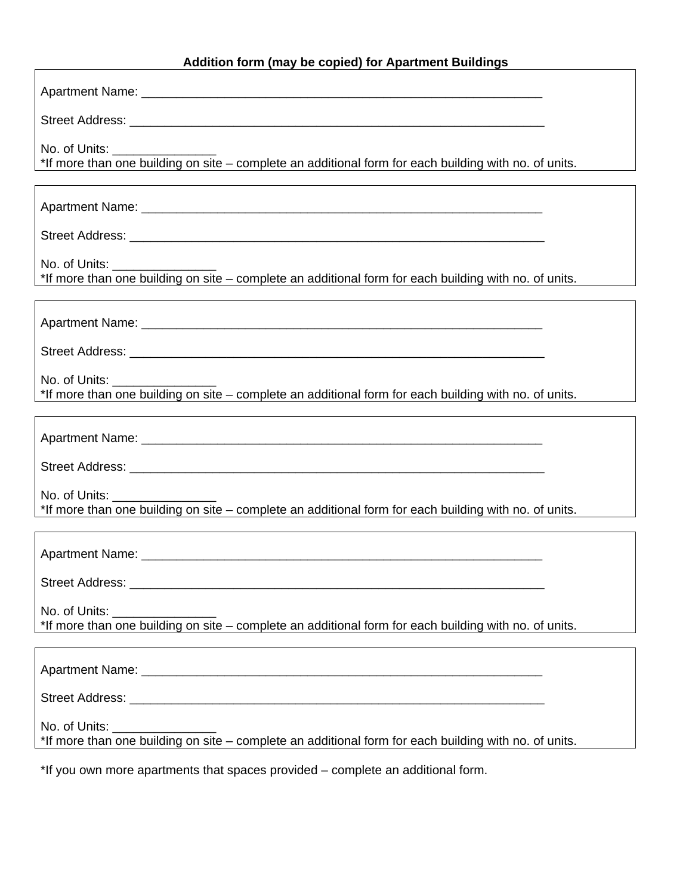**Addition form (may be copied) for Apartment Buildings**

Apartment Name: ____________________________________________________________

Street Address: ______________________________________________________________

No. of Units: _______________
*If more than one building on site – complete an additional form for each building with no. of units.

---

Apartment Name: ____________________________________________________________

Street Address: ______________________________________________________________

No. of Units: _______________
*If more than one building on site – complete an additional form for each building with no. of units.

---

Apartment Name: ____________________________________________________________

Street Address: ______________________________________________________________

No. of Units: _______________
*If more than one building on site – complete an additional form for each building with no. of units.

---

Apartment Name: ____________________________________________________________

Street Address: ______________________________________________________________

No. of Units: _______________
*If more than one building on site – complete an additional form for each building with no. of units.

---

Apartment Name: ____________________________________________________________

Street Address: ______________________________________________________________

No. of Units: _______________
*If more than one building on site – complete an additional form for each building with no. of units.

---

Apartment Name: ____________________________________________________________

Street Address: ______________________________________________________________

No. of Units: _______________
*If more than one building on site – complete an additional form for each building with no. of units.

---

*If you own more apartments that spaces provided – complete an additional form.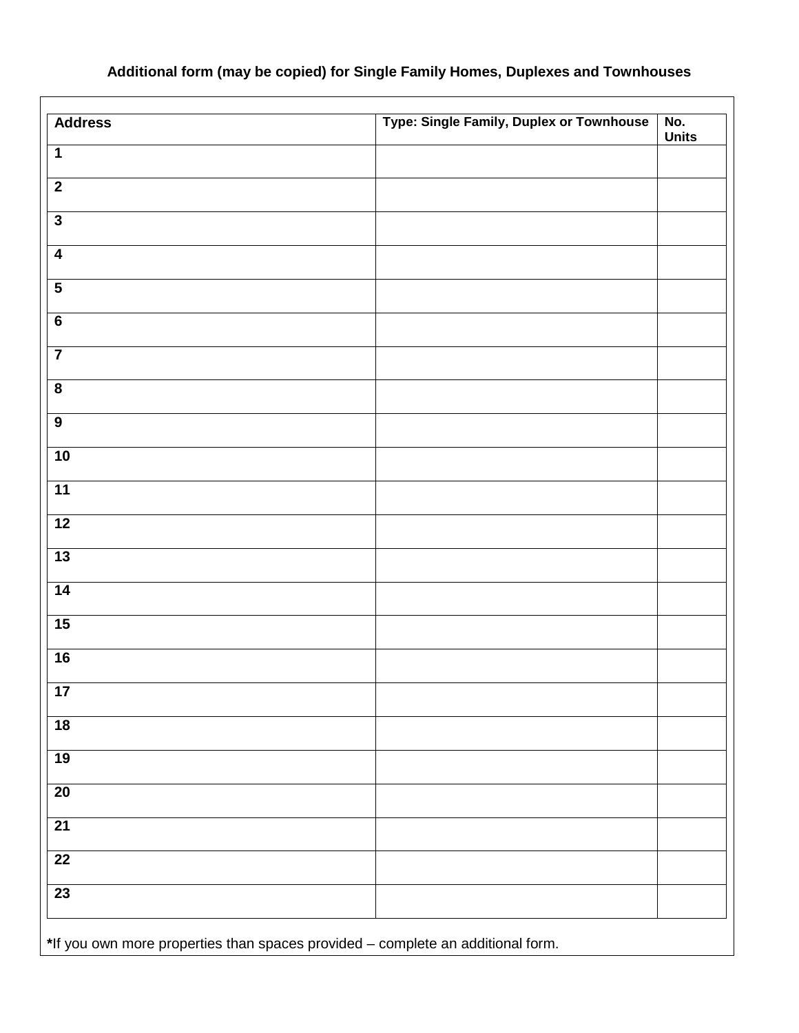**Additional form (may be copied) for Single Family Homes, Duplexes and Townhouses**

| Address | Type: Single Family, Duplex or Townhouse | No. Units |
|---|---|---|
| 1 | | |
| 2 | | |
| 3 | | |
| 4 | | |
| 5 | | |
| 6 | | |
| 7 | | |
| 8 | | |
| 9 | | |
| 10 | | |
| 11 | | |
| 12 | | |
| 13 | | |
| 14 | | |
| 15 | | |
| 16 | | |
| 17 | | |
| 18 | | |
| 19 | | |
| 20 | | |
| 21 | | |
| 22 | | |
| 23 | | |

***If you own more properties than spaces provided – complete an additional form.